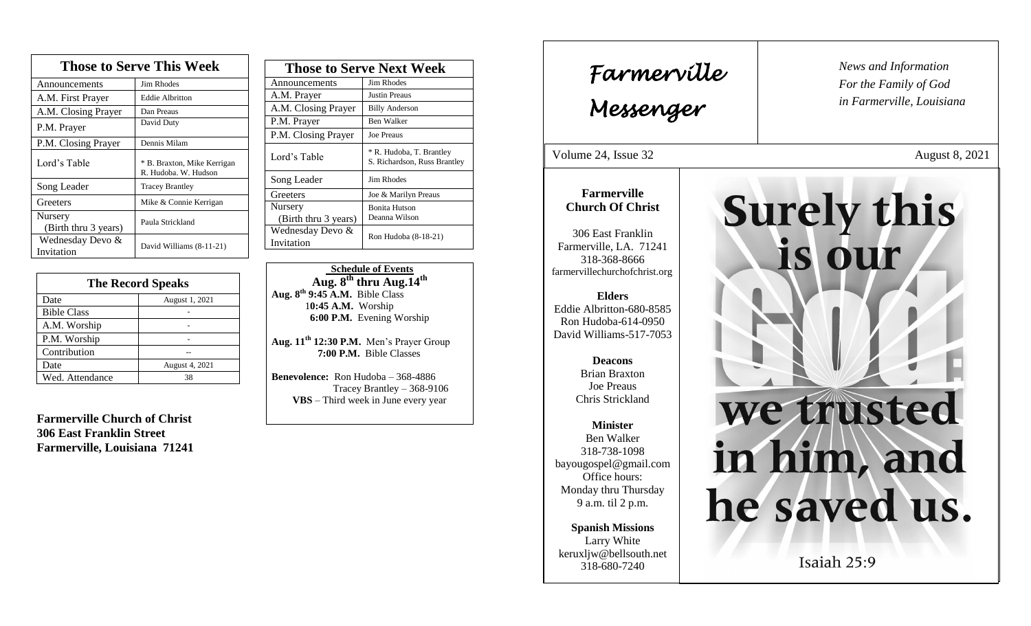## Those to Serve This Week

| Those to Serve This Week | |
|---|---|
| Announcements | Jim Rhodes |
| A.M. First Prayer | Eddie Albritton |
| A.M. Closing Prayer | Dan Preaus |
| P.M. Prayer | David Duty |
| P.M. Closing Prayer | Dennis Milam |
| Lord's Table | * B. Braxton, Mike Kerrigan R. Hudoba. W. Hudson |
| Song Leader | Tracey Brantley |
| Greeters | Mike & Connie Kerrigan |
| Nursery (Birth thru 3 years) | Paula Strickland |
| Wednesday Devo & Invitation | David Williams (8-11-21) |

## The Record Speaks

| The Record Speaks | |
|---|---|
| Date | August 1, 2021 |
| Bible Class | - |
| A.M. Worship | - |
| P.M. Worship | - |
| Contribution | -- |
| Date | August 4, 2021 |
| Wed. Attendance | 38 |

**Farmerville Church of Christ**
**306 East Franklin Street**
**Farmerville, Louisiana 71241**

## Those to Serve Next Week

| Those to Serve Next Week | |
|---|---|
| Announcements | Jim Rhodes |
| A.M. Prayer | Justin Preaus |
| A.M. Closing Prayer | Billy Anderson |
| P.M. Prayer | Ben Walker |
| P.M. Closing Prayer | Joe Preaus |
| Lord's Table | * R. Hudoba, T. Brantley S. Richardson, Russ Brantley |
| Song Leader | Jim Rhodes |
| Greeters | Joe & Marilyn Preaus |
| Nursery (Birth thru 3 years) | Bonita Hutson Deanna Wilson |
| Wednesday Devo & Invitation | Ron Hudoba (8-18-21) |

**Schedule of Events**
**Aug. 8th thru Aug.14th**

**Aug. 8th 9:45 A.M.** Bible Class
**10:45 A.M.** Worship
**6:00 P.M.** Evening Worship

**Aug. 11th 12:30 P.M.** Men's Prayer Group
**7:00 P.M.** Bible Classes

**Benevolence:** Ron Hudoba – 368-4886
Tracey Brantley – 368-9106
**VBS** – Third week in June every year

# Farmerville Messenger

*News and Information For the Family of God in Farmerville, Louisiana*

Volume 24, Issue 32 — August 8, 2021

**Farmerville Church Of Christ**

306 East Franklin
Farmerville, LA. 71241
318-368-8666
farmervillechurchofchrist.org

**Elders**
Eddie Albritton-680-8585
Ron Hudoba-614-0950
David Williams-517-7053

**Deacons**
Brian Braxton
Joe Preaus
Chris Strickland

**Minister**
Ben Walker
318-738-1098
bayougospel@gmail.com
Office hours:
Monday thru Thursday
9 a.m. til 2 p.m.

**Spanish Missions**
Larry White
keruxljw@bellsouth.net
318-680-7240

**Surely this is our God; we trusted in him, and he saved us.**

Isaiah 25:9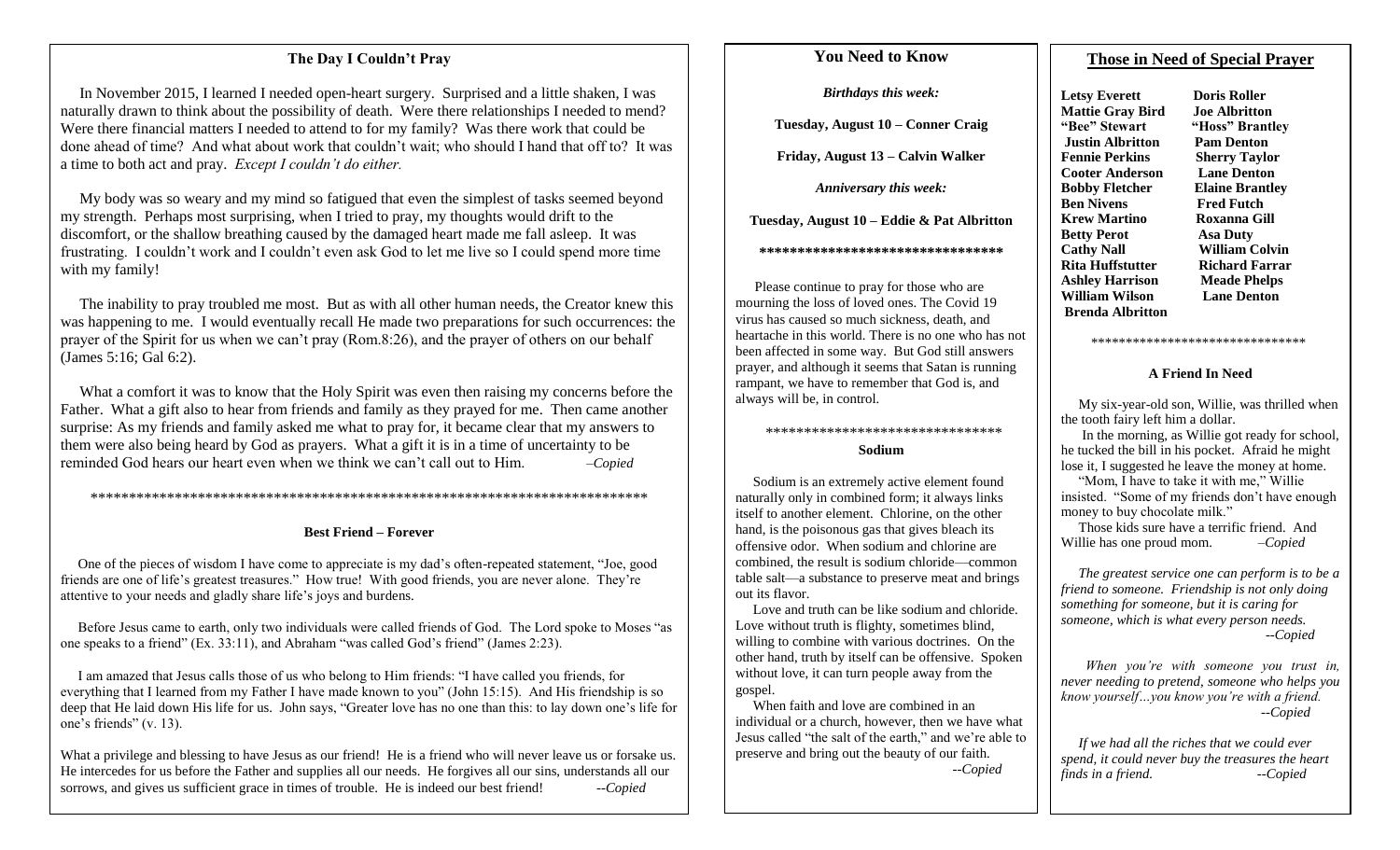## The Day I Couldn't Pray

In November 2015, I learned I needed open-heart surgery. Surprised and a little shaken, I was naturally drawn to think about the possibility of death. Were there relationships I needed to mend? Were there financial matters I needed to attend to for my family? Was there work that could be done ahead of time? And what about work that couldn't wait; who should I hand that off to? It was a time to both act and pray. *Except I couldn't do either.*

My body was so weary and my mind so fatigued that even the simplest of tasks seemed beyond my strength. Perhaps most surprising, when I tried to pray, my thoughts would drift to the discomfort, or the shallow breathing caused by the damaged heart made me fall asleep. It was frustrating. I couldn't work and I couldn't even ask God to let me live so I could spend more time with my family!

The inability to pray troubled me most. But as with all other human needs, the Creator knew this was happening to me. I would eventually recall He made two preparations for such occurrences: the prayer of the Spirit for us when we can't pray (Rom.8:26), and the prayer of others on our behalf (James 5:16; Gal 6:2).

What a comfort it was to know that the Holy Spirit was even then raising my concerns before the Father. What a gift also to hear from friends and family as they prayed for me. Then came another surprise: As my friends and family asked me what to pray for, it became clear that my answers to them were also being heard by God as prayers. What a gift it is in a time of uncertainty to be reminded God hears our heart even when we think we can't call out to Him. *–Copied*

\*\*\*\*\*\*\*\*\*\*\*\*\*\*\*\*\*\*\*\*\*\*\*\*\*\*\*\*\*\*\*\*\*\*\*\*\*\*\*\*\*\*\*\*\*\*\*\*\*\*\*\*\*\*\*\*\*\*\*\*\*\*\*\*\*\*\*\*\*\*\*\*\*\*\*\*

## Best Friend – Forever

One of the pieces of wisdom I have come to appreciate is my dad's often-repeated statement, "Joe, good friends are one of life's greatest treasures." How true! With good friends, you are never alone. They're attentive to your needs and gladly share life's joys and burdens.

Before Jesus came to earth, only two individuals were called friends of God. The Lord spoke to Moses "as one speaks to a friend" (Ex. 33:11), and Abraham "was called God's friend" (James 2:23).

I am amazed that Jesus calls those of us who belong to Him friends: "I have called you friends, for everything that I learned from my Father I have made known to you" (John 15:15). And His friendship is so deep that He laid down His life for us. John says, "Greater love has no one than this: to lay down one's life for one's friends" (v. 13).

What a privilege and blessing to have Jesus as our friend! He is a friend who will never leave us or forsake us. He intercedes for us before the Father and supplies all our needs. He forgives all our sins, understands all our sorrows, and gives us sufficient grace in times of trouble. He is indeed our best friend! *--Copied*

## You Need to Know

***Birthdays this week:***

**Tuesday, August 10 – Conner Craig**

**Friday, August 13 – Calvin Walker**

***Anniversary this week:***

**Tuesday, August 10 – Eddie & Pat Albritton**

\*\*\*\*\*\*\*\*\*\*\*\*\*\*\*\*\*\*\*\*\*\*\*\*\*\*\*\*\*\*\*\*

Please continue to pray for those who are mourning the loss of loved ones. The Covid 19 virus has caused so much sickness, death, and heartache in this world. There is no one who has not been affected in some way. But God still answers prayer, and although it seems that Satan is running rampant, we have to remember that God is, and always will be, in control.

\*\*\*\*\*\*\*\*\*\*\*\*\*\*\*\*\*\*\*\*\*\*\*\*\*\*\*\*\*\*\*\*

### Sodium

Sodium is an extremely active element found naturally only in combined form; it always links itself to another element. Chlorine, on the other hand, is the poisonous gas that gives bleach its offensive odor. When sodium and chlorine are combined, the result is sodium chloride—common table salt—a substance to preserve meat and brings out its flavor.

Love and truth can be like sodium and chloride. Love without truth is flighty, sometimes blind, willing to combine with various doctrines. On the other hand, truth by itself can be offensive. Spoken without love, it can turn people away from the gospel.

When faith and love are combined in an individual or a church, however, then we have what Jesus called "the salt of the earth," and we're able to preserve and bring out the beauty of our faith. *--Copied*

## Those in Need of Special Prayer

| | |
|---|---|
| **Letsy Everett** | **Doris Roller** |
| **Mattie Gray Bird** | **Joe Albritton** |
| **"Bee" Stewart** | **"Hoss" Brantley** |
| **Justin Albritton** | **Pam Denton** |
| **Fennie Perkins** | **Sherry Taylor** |
| **Cooter Anderson** | **Lane Denton** |
| **Bobby Fletcher** | **Elaine Brantley** |
| **Ben Nivens** | **Fred Futch** |
| **Krew Martino** | **Roxanna Gill** |
| **Betty Perot** | **Asa Duty** |
| **Cathy Nall** | **William Colvin** |
| **Rita Huffstutter** | **Richard Farrar** |
| **Ashley Harrison** | **Meade Phelps** |
| **William Wilson** | **Lane Denton** |
| **Brenda Albritton** | |

\*\*\*\*\*\*\*\*\*\*\*\*\*\*\*\*\*\*\*\*\*\*\*\*\*\*\*\*\*\*\*

### A Friend In Need

My six-year-old son, Willie, was thrilled when the tooth fairy left him a dollar.

In the morning, as Willie got ready for school, he tucked the bill in his pocket. Afraid he might lose it, I suggested he leave the money at home.

"Mom, I have to take it with me," Willie insisted. "Some of my friends don't have enough money to buy chocolate milk."

Those kids sure have a terrific friend. And Willie has one proud mom. *–Copied*

*The greatest service one can perform is to be a friend to someone. Friendship is not only doing something for someone, but it is caring for someone, which is what every person needs.* *--Copied*

*When you're with someone you trust in, never needing to pretend, someone who helps you know yourself…you know you're with a friend.* *--Copied*

*If we had all the riches that we could ever spend, it could never buy the treasures the heart finds in a friend.* *--Copied*